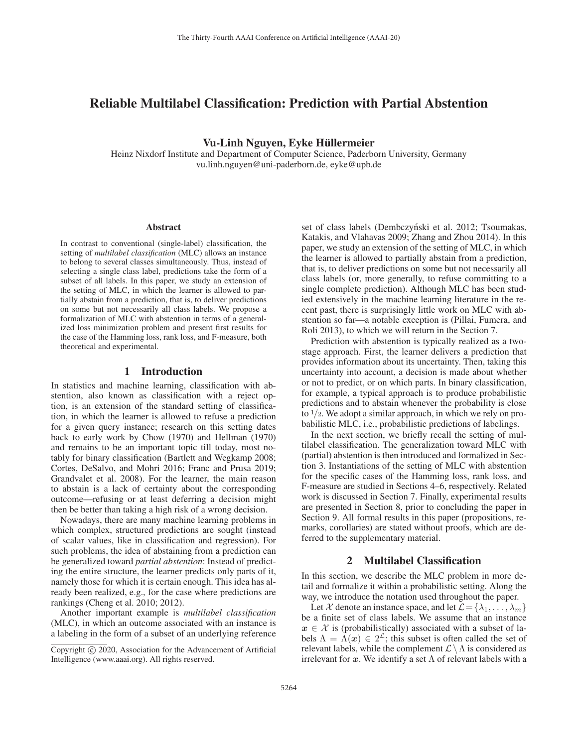# Reliable Multilabel Classification: Prediction with Partial Abstention

**Vu-Linh Nguyen, Eyke Hüllermeier**

Heinz Nixdorf Institute and Department of Computer Science, Paderborn University, Germany
vu.linh.nguyen@uni-paderborn.de, eyke@upb.de

### Abstract

In contrast to conventional (single-label) classification, the setting of *multilabel classification* (MLC) allows an instance to belong to several classes simultaneously. Thus, instead of selecting a single class label, predictions take the form of a subset of all labels. In this paper, we study an extension of the setting of MLC, in which the learner is allowed to partially abstain from a prediction, that is, to deliver predictions on some but not necessarily all class labels. We propose a formalization of MLC with abstention in terms of a generalized loss minimization problem and present first results for the case of the Hamming loss, rank loss, and F-measure, both theoretical and experimental.

## 1 Introduction

In statistics and machine learning, classification with abstention, also known as classification with a reject option, is an extension of the standard setting of classification, in which the learner is allowed to refuse a prediction for a given query instance; research on this setting dates back to early work by Chow (1970) and Hellman (1970) and remains to be an important topic till today, most notably for binary classification (Bartlett and Wegkamp 2008; Cortes, DeSalvo, and Mohri 2016; Franc and Prusa 2019; Grandvalet et al. 2008). For the learner, the main reason to abstain is a lack of certainty about the corresponding outcome—refusing or at least deferring a decision might then be better than taking a high risk of a wrong decision.

Nowadays, there are many machine learning problems in which complex, structured predictions are sought (instead of scalar values, like in classification and regression). For such problems, the idea of abstaining from a prediction can be generalized toward *partial abstention*: Instead of predicting the entire structure, the learner predicts only parts of it, namely those for which it is certain enough. This idea has already been realized, e.g., for the case where predictions are rankings (Cheng et al. 2010; 2012).

Another important example is *multilabel classification* (MLC), in which an outcome associated with an instance is a labeling in the form of a subset of an underlying reference set of class labels (Dembczyński et al. 2012; Tsoumakas, Katakis, and Vlahavas 2009; Zhang and Zhou 2014). In this paper, we study an extension of the setting of MLC, in which the learner is allowed to partially abstain from a prediction, that is, to deliver predictions on some but not necessarily all class labels (or, more generally, to refuse committing to a single complete prediction). Although MLC has been studied extensively in the machine learning literature in the recent past, there is surprisingly little work on MLC with abstention so far—a notable exception is (Pillai, Fumera, and Roli 2013), to which we will return in the Section 7.

Prediction with abstention is typically realized as a two-stage approach. First, the learner delivers a prediction that provides information about its uncertainty. Then, taking this uncertainty into account, a decision is made about whether or not to predict, or on which parts. In binary classification, for example, a typical approach is to produce probabilistic predictions and to abstain whenever the probability is close to $1/2$. We adopt a similar approach, in which we rely on probabilistic MLC, i.e., probabilistic predictions of labelings.

In the next section, we briefly recall the setting of multilabel classification. The generalization toward MLC with (partial) abstention is then introduced and formalized in Section 3. Instantiations of the setting of MLC with abstention for the specific cases of the Hamming loss, rank loss, and F-measure are studied in Sections 4–6, respectively. Related work is discussed in Section 7. Finally, experimental results are presented in Section 8, prior to concluding the paper in Section 9. All formal results in this paper (propositions, remarks, corollaries) are stated without proofs, which are deferred to the supplementary material.

## 2 Multilabel Classification

In this section, we describe the MLC problem in more detail and formalize it within a probabilistic setting. Along the way, we introduce the notation used throughout the paper.

Let $\mathcal{X}$ denote an instance space, and let $\mathcal{L} = \{\lambda_1, \ldots, \lambda_m\}$ be a finite set of class labels. We assume that an instance $\boldsymbol{x} \in \mathcal{X}$ is (probabilistically) associated with a subset of labels $\Lambda = \Lambda(\boldsymbol{x}) \in 2^{\mathcal{L}}$; this subset is often called the set of relevant labels, while the complement $\mathcal{L} \setminus \Lambda$ is considered as irrelevant for $\boldsymbol{x}$. We identify a set $\Lambda$ of relevant labels with a

Copyright © 2020, Association for the Advancement of Artificial Intelligence (www.aaai.org). All rights reserved.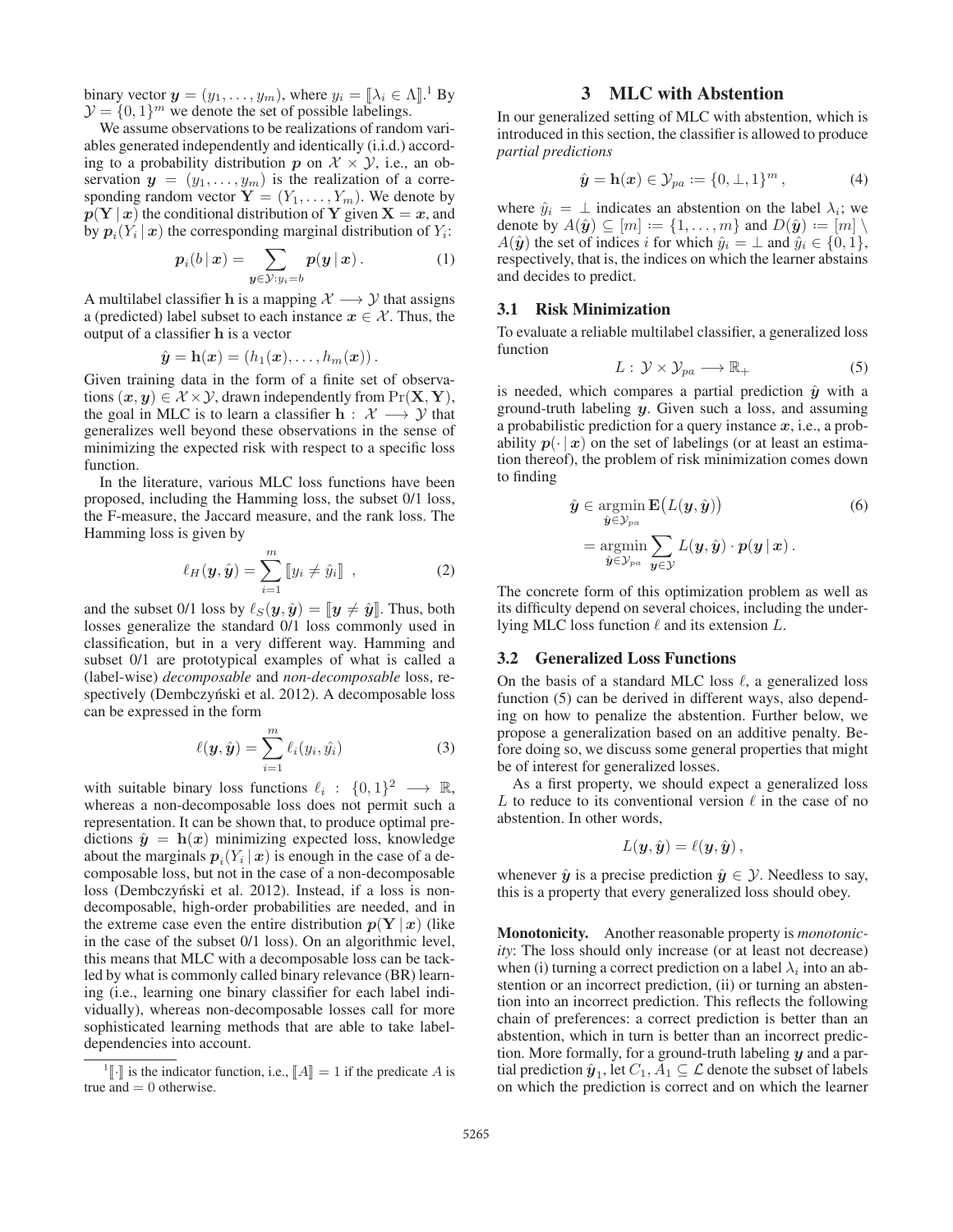binary vector $\boldsymbol{y} = (y_1, \ldots, y_m)$, where $y_i = [\![\lambda_i \in \Lambda]\!]$.[1] By $\mathcal{Y} = \{0, 1\}^m$ we denote the set of possible labelings.

We assume observations to be realizations of random variables generated independently and identically (i.i.d.) according to a probability distribution $\boldsymbol{p}$ on $\mathcal{X} \times \mathcal{Y}$, i.e., an observation $\boldsymbol{y} = (y_1, \ldots, y_m)$ is the realization of a corresponding random vector $\mathbf{Y} = (Y_1, \ldots, Y_m)$. We denote by $\boldsymbol{p}(\mathbf{Y} \,|\, \boldsymbol{x})$ the conditional distribution of $\mathbf{Y}$ given $\mathbf{X} = \boldsymbol{x}$, and by $\boldsymbol{p}_i(Y_i \,|\, \boldsymbol{x})$ the corresponding marginal distribution of $Y_i$:

$$\boldsymbol{p}_i(b \,|\, \boldsymbol{x}) = \sum_{\boldsymbol{y} \in \mathcal{Y} : y_i = b} \boldsymbol{p}(\boldsymbol{y} \,|\, \boldsymbol{x}) \,. \tag{1}$$

A multilabel classifier $\mathbf{h}$ is a mapping $\mathcal{X} \longrightarrow \mathcal{Y}$ that assigns a (predicted) label subset to each instance $\boldsymbol{x} \in \mathcal{X}$. Thus, the output of a classifier $\mathbf{h}$ is a vector

$$\hat{\boldsymbol{y}} = \mathbf{h}(\boldsymbol{x}) = (h_1(\boldsymbol{x}), \ldots, h_m(\boldsymbol{x}))\,.$$

Given training data in the form of a finite set of observations $(\boldsymbol{x}, \boldsymbol{y}) \in \mathcal{X} \times \mathcal{Y}$, drawn independently from $\Pr(\mathbf{X}, \mathbf{Y})$, the goal in MLC is to learn a classifier $\mathbf{h} : \mathcal{X} \longrightarrow \mathcal{Y}$ that generalizes well beyond these observations in the sense of minimizing the expected risk with respect to a specific loss function.

In the literature, various MLC loss functions have been proposed, including the Hamming loss, the subset 0/1 loss, the F-measure, the Jaccard measure, and the rank loss. The Hamming loss is given by

$$\ell_H(\boldsymbol{y}, \hat{\boldsymbol{y}}) = \sum_{i=1}^{m} [\![y_i \neq \hat{y}_i]\!] \ , \tag{2}$$

and the subset 0/1 loss by $\ell_S(\boldsymbol{y}, \hat{\boldsymbol{y}}) = [\![\boldsymbol{y} \neq \hat{\boldsymbol{y}}]\!]$. Thus, both losses generalize the standard 0/1 loss commonly used in classification, but in a very different way. Hamming and subset 0/1 are prototypical examples of what is called a (label-wise) *decomposable* and *non-decomposable* loss, respectively (Dembczyński et al. 2012). A decomposable loss can be expressed in the form

$$\ell(\boldsymbol{y}, \hat{\boldsymbol{y}}) = \sum_{i=1}^{m} \ell_i(y_i, \hat{y_i}) \tag{3}$$

with suitable binary loss functions $\ell_i : \{0, 1\}^2 \longrightarrow \mathbb{R}$, whereas a non-decomposable loss does not permit such a representation. It can be shown that, to produce optimal predictions $\hat{\boldsymbol{y}} = \mathbf{h}(\boldsymbol{x})$ minimizing expected loss, knowledge about the marginals $\boldsymbol{p}_i(Y_i \,|\, \boldsymbol{x})$ is enough in the case of a decomposable loss, but not in the case of a non-decomposable loss (Dembczyński et al. 2012). Instead, if a loss is non-decomposable, high-order probabilities are needed, and in the extreme case even the entire distribution $\boldsymbol{p}(\mathbf{Y} \,|\, \boldsymbol{x})$ (like in the case of the subset 0/1 loss). On an algorithmic level, this means that MLC with a decomposable loss can be tackled by what is commonly called binary relevance (BR) learning (i.e., learning one binary classifier for each label individually), whereas non-decomposable losses call for more sophisticated learning methods that are able to take label-dependencies into account.

[1] $[\![\cdot]\!]$ is the indicator function, i.e., $[\![A]\!] = 1$ if the predicate $A$ is true and $= 0$ otherwise.

## 3 MLC with Abstention

In our generalized setting of MLC with abstention, which is introduced in this section, the classifier is allowed to produce *partial predictions*

$$\hat{\boldsymbol{y}} = \mathbf{h}(\boldsymbol{x}) \in \mathcal{Y}_{pa} := \{0, \perp, 1\}^m \,, \tag{4}$$

where $\hat{y}_i = \perp$ indicates an abstention on the label $\lambda_i$; we denote by $A(\hat{\boldsymbol{y}}) \subseteq [m] := \{1, \ldots, m\}$ and $D(\hat{\boldsymbol{y}}) := [m] \setminus A(\hat{\boldsymbol{y}})$ the set of indices $i$ for which $\hat{y}_i = \perp$ and $\hat{y}_i \in \{0, 1\}$, respectively, that is, the indices on which the learner abstains and decides to predict.

### 3.1 Risk Minimization

To evaluate a reliable multilabel classifier, a generalized loss function

$$L : \mathcal{Y} \times \mathcal{Y}_{pa} \longrightarrow \mathbb{R}_+ \tag{5}$$

is needed, which compares a partial prediction $\hat{\boldsymbol{y}}$ with a ground-truth labeling $\boldsymbol{y}$. Given such a loss, and assuming a probabilistic prediction for a query instance $\boldsymbol{x}$, i.e., a probability $\boldsymbol{p}(\cdot \,|\, \boldsymbol{x})$ on the set of labelings (or at least an estimation thereof), the problem of risk minimization comes down to finding

$$\begin{aligned} \hat{\boldsymbol{y}} &\in \operatorname*{argmin}_{\hat{\boldsymbol{y}} \in \mathcal{Y}_{pa}} \mathbf{E}\big(L(\boldsymbol{y}, \hat{\boldsymbol{y}})\big) \\ &= \operatorname*{argmin}_{\hat{\boldsymbol{y}} \in \mathcal{Y}_{pa}} \sum_{\boldsymbol{y} \in \mathcal{Y}} L(\boldsymbol{y}, \hat{\boldsymbol{y}}) \cdot \boldsymbol{p}(\boldsymbol{y} \,|\, \boldsymbol{x}) \,. \end{aligned} \tag{6}$$

The concrete form of this optimization problem as well as its difficulty depend on several choices, including the underlying MLC loss function $\ell$ and its extension $L$.

### 3.2 Generalized Loss Functions

On the basis of a standard MLC loss $\ell$, a generalized loss function (5) can be derived in different ways, also depending on how to penalize the abstention. Further below, we propose a generalization based on an additive penalty. Before doing so, we discuss some general properties that might be of interest for generalized losses.

As a first property, we should expect a generalized loss $L$ to reduce to its conventional version $\ell$ in the case of no abstention. In other words,

$$L(\boldsymbol{y}, \hat{\boldsymbol{y}}) = \ell(\boldsymbol{y}, \hat{\boldsymbol{y}})\,,$$

whenever $\hat{\boldsymbol{y}}$ is a precise prediction $\hat{\boldsymbol{y}} \in \mathcal{Y}$. Needless to say, this is a property that every generalized loss should obey.

**Monotonicity.** Another reasonable property is *monotonicity*: The loss should only increase (or at least not decrease) when (i) turning a correct prediction on a label $\lambda_i$ into an abstention or an incorrect prediction, (ii) or turning an abstention into an incorrect prediction. This reflects the following chain of preferences: a correct prediction is better than an abstention, which in turn is better than an incorrect prediction. More formally, for a ground-truth labeling $\boldsymbol{y}$ and a partial prediction $\hat{\boldsymbol{y}}_1$, let $C_1, A_1 \subseteq \mathcal{L}$ denote the subset of labels on which the prediction is correct and on which the learner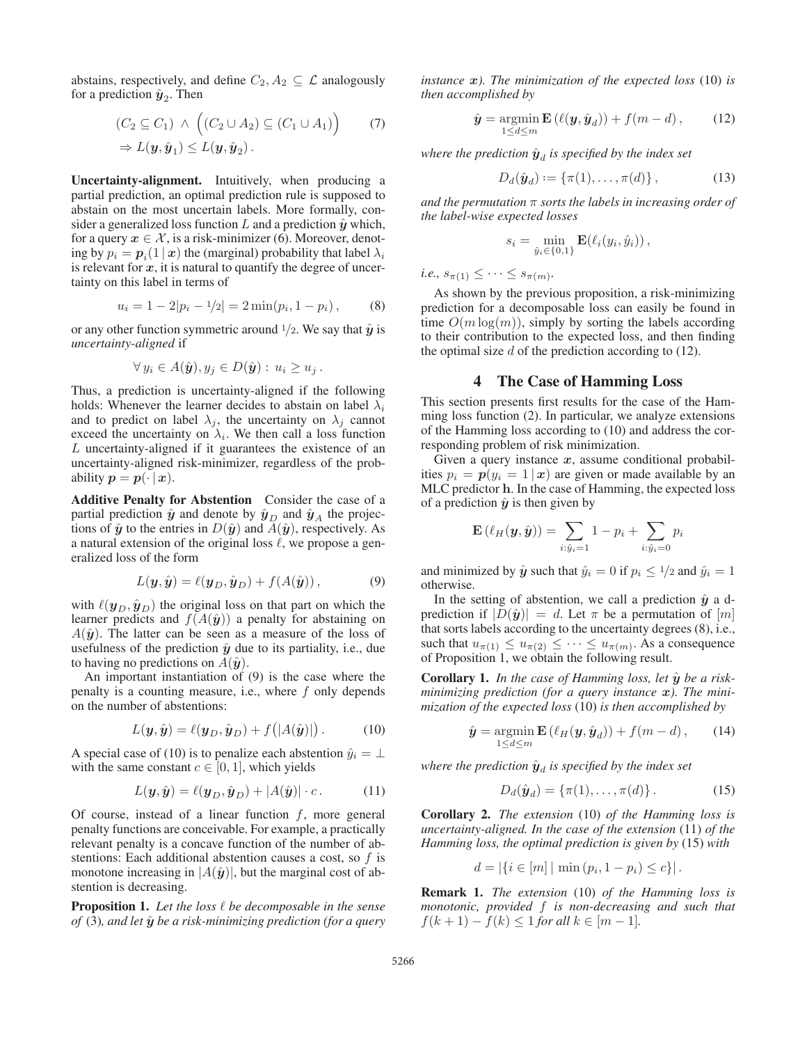abstains, respectively, and define $C_2, A_2 \subseteq \mathcal{L}$ analogously for a prediction $\hat{\boldsymbol{y}}_2$. Then

$$
\begin{aligned}
&(C_2 \subseteq C_1) \ \wedge \ \Big( (C_2 \cup A_2) \subseteq (C_1 \cup A_1) \Big) \qquad (7)\\
&\Rightarrow L(\boldsymbol{y}, \hat{\boldsymbol{y}}_1) \leq L(\boldsymbol{y}, \hat{\boldsymbol{y}}_2) .
\end{aligned}
$$

**Uncertainty-alignment.** Intuitively, when producing a partial prediction, an optimal prediction rule is supposed to abstain on the most uncertain labels. More formally, consider a generalized loss function $L$ and a prediction $\hat{\boldsymbol{y}}$ which, for a query $\boldsymbol{x} \in \mathcal{X}$, is a risk-minimizer (6). Moreover, denoting by $p_i = \boldsymbol{p}_i(1 \,|\, \boldsymbol{x})$ the (marginal) probability that label $\lambda_i$ is relevant for $\boldsymbol{x}$, it is natural to quantify the degree of uncertainty on this label in terms of

$$
u_i = 1 - 2|p_i - 1/2| = 2\min(p_i, 1 - p_i) , \qquad (8)
$$

or any other function symmetric around $1/2$. We say that $\hat{\boldsymbol{y}}$ is *uncertainty-aligned* if

$$
\forall \, y_i \in A(\hat{\boldsymbol{y}}), y_j \in D(\hat{\boldsymbol{y}}) : \ u_i \geq u_j \, .
$$

Thus, a prediction is uncertainty-aligned if the following holds: Whenever the learner decides to abstain on label $\lambda_i$ and to predict on label $\lambda_j$, the uncertainty on $\lambda_j$ cannot exceed the uncertainty on $\lambda_i$. We then call a loss function $L$ uncertainty-aligned if it guarantees the existence of an uncertainty-aligned risk-minimizer, regardless of the probability $\boldsymbol{p} = \boldsymbol{p}(\cdot \,|\, \boldsymbol{x})$.

**Additive Penalty for Abstention** Consider the case of a partial prediction $\hat{\boldsymbol{y}}$ and denote by $\hat{\boldsymbol{y}}_D$ and $\hat{\boldsymbol{y}}_A$ the projections of $\hat{\boldsymbol{y}}$ to the entries in $D(\hat{\boldsymbol{y}})$ and $A(\hat{\boldsymbol{y}})$, respectively. As a natural extension of the original loss $\ell$, we propose a generalized loss of the form

$$
L(\boldsymbol{y}, \hat{\boldsymbol{y}}) = \ell(\boldsymbol{y}_D, \hat{\boldsymbol{y}}_D) + f(A(\hat{\boldsymbol{y}})) , \qquad (9)
$$

with $\ell(\boldsymbol{y}_D, \hat{\boldsymbol{y}}_D)$ the original loss on that part on which the learner predicts and $f(A(\hat{\boldsymbol{y}}))$ a penalty for abstaining on $A(\hat{\boldsymbol{y}})$. The latter can be seen as a measure of the loss of usefulness of the prediction $\hat{\boldsymbol{y}}$ due to its partiality, i.e., due to having no predictions on $A(\hat{\boldsymbol{y}})$.

An important instantiation of (9) is the case where the penalty is a counting measure, i.e., where $f$ only depends on the number of abstentions:

$$
L(\boldsymbol{y}, \hat{\boldsymbol{y}}) = \ell(\boldsymbol{y}_D, \hat{\boldsymbol{y}}_D) + f\big(|A(\hat{\boldsymbol{y}})|\big) . \qquad (10)
$$

A special case of (10) is to penalize each abstention $\hat{y}_i = \perp$ with the same constant $c \in [0, 1]$, which yields

$$
L(\boldsymbol{y}, \hat{\boldsymbol{y}}) = \ell(\boldsymbol{y}_D, \hat{\boldsymbol{y}}_D) + |A(\hat{\boldsymbol{y}})| \cdot c \, . \qquad (11)
$$

Of course, instead of a linear function $f$, more general penalty functions are conceivable. For example, a practically relevant penalty is a concave function of the number of abstentions: Each additional abstention causes a cost, so $f$ is monotone increasing in $|A(\hat{\boldsymbol{y}})|$, but the marginal cost of abstention is decreasing.

**Proposition 1.** *Let the loss $\ell$ be decomposable in the sense of* (3)*, and let $\hat{\boldsymbol{y}}$ be a risk-minimizing prediction (for a query instance $\boldsymbol{x}$). The minimization of the expected loss* (10) *is then accomplished by*

$$
\hat{\boldsymbol{y}} = \operatorname*{argmin}_{1 \leq d \leq m} \mathbf{E}\left(\ell(\boldsymbol{y}, \hat{\boldsymbol{y}}_d)\right) + f(m - d) , \qquad (12)
$$

*where the prediction $\hat{\boldsymbol{y}}_d$ is specified by the index set*

$$
D_d(\hat{\boldsymbol{y}}_d) := \{\pi(1), \ldots, \pi(d)\} , \qquad (13)
$$

*and the permutation $\pi$ sorts the labels in increasing order of the label-wise expected losses*

$$
s_i = \min_{\hat{y}_i \in \{0,1\}} \mathbf{E}(\ell_i(y_i, \hat{y}_i)) ,
$$

*i.e., $s_{\pi(1)} \leq \cdots \leq s_{\pi(m)}$.*

As shown by the previous proposition, a risk-minimizing prediction for a decomposable loss can easily be found in time $O(m \log(m))$, simply by sorting the labels according to their contribution to the expected loss, and then finding the optimal size $d$ of the prediction according to (12).

## 4 The Case of Hamming Loss

This section presents first results for the case of the Hamming loss function (2). In particular, we analyze extensions of the Hamming loss according to (10) and address the corresponding problem of risk minimization.

Given a query instance $\boldsymbol{x}$, assume conditional probabilities $p_i = \boldsymbol{p}(y_i = 1 \,|\, \boldsymbol{x})$ are given or made available by an MLC predictor $\mathbf{h}$. In the case of Hamming, the expected loss of a prediction $\hat{\boldsymbol{y}}$ is then given by

$$
\mathbf{E}\left(\ell_H(\boldsymbol{y}, \hat{\boldsymbol{y}})\right) = \sum_{i : \hat{y}_i = 1} 1 - p_i + \sum_{i : \hat{y}_i = 0} p_i
$$

and minimized by $\hat{\boldsymbol{y}}$ such that $\hat{y}_i = 0$ if $p_i \leq 1/2$ and $\hat{y}_i = 1$ otherwise.

In the setting of abstention, we call a prediction $\hat{\boldsymbol{y}}$ a d-prediction if $|D(\hat{\boldsymbol{y}})| = d$. Let $\pi$ be a permutation of $[m]$ that sorts labels according to the uncertainty degrees (8), i.e., such that $u_{\pi(1)} \leq u_{\pi(2)} \leq \cdots \leq u_{\pi(m)}$. As a consequence of Proposition 1, we obtain the following result.

**Corollary 1.** *In the case of Hamming loss, let $\hat{\boldsymbol{y}}$ be a risk-minimizing prediction (for a query instance $\boldsymbol{x}$). The minimization of the expected loss* (10) *is then accomplished by*

$$
\hat{\boldsymbol{y}} = \operatorname*{argmin}_{1 \leq d \leq m} \mathbf{E}\left(\ell_H(\boldsymbol{y}, \hat{\boldsymbol{y}}_d)\right) + f(m - d) , \qquad (14)
$$

*where the prediction $\hat{\boldsymbol{y}}_d$ is specified by the index set*

$$
D_d(\hat{\boldsymbol{y}}_d) = \{\pi(1), \ldots, \pi(d)\} . \qquad (15)
$$

**Corollary 2.** *The extension* (10) *of the Hamming loss is uncertainty-aligned. In the case of the extension* (11) *of the Hamming loss, the optimal prediction is given by* (15) *with*

$$
d = |\{i \in [m] \mid \min(p_i, 1 - p_i) \leq c\}| .
$$

**Remark 1.** *The extension* (10) *of the Hamming loss is monotonic, provided $f$ is non-decreasing and such that $f(k+1) - f(k) \leq 1$ for all $k \in [m-1]$.*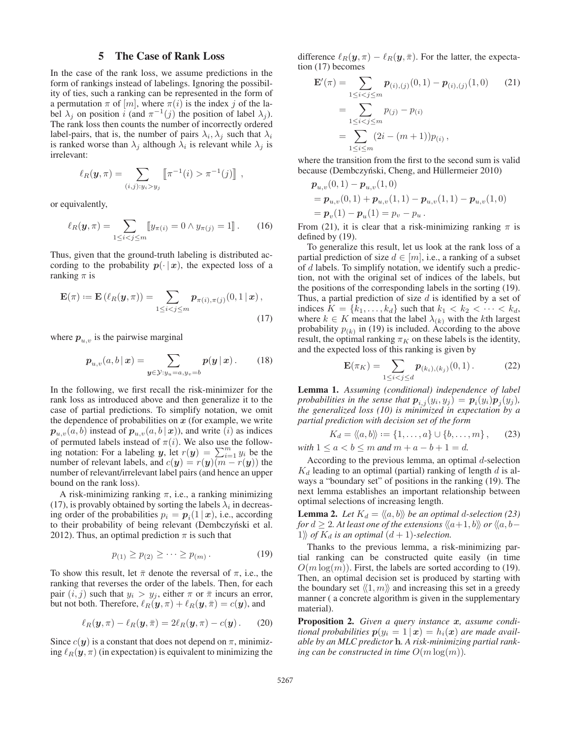## 5 The Case of Rank Loss

In the case of the rank loss, we assume predictions in the form of rankings instead of labelings. Ignoring the possibility of ties, such a ranking can be represented in the form of a permutation $\pi$ of $[m]$, where $\pi(i)$ is the index $j$ of the label $\lambda_j$ on position $i$ (and $\pi^{-1}(j)$ the position of label $\lambda_j$). The rank loss then counts the number of incorrectly ordered label-pairs, that is, the number of pairs $\lambda_i, \lambda_j$ such that $\lambda_i$ is ranked worse than $\lambda_j$ although $\lambda_i$ is relevant while $\lambda_j$ is irrelevant:

$$\ell_R(\boldsymbol{y}, \pi) = \sum_{(i,j): y_i > y_j} \llbracket \pi^{-1}(i) > \pi^{-1}(j) \rrbracket ,$$

or equivalently,

$$\ell_R(\boldsymbol{y}, \pi) = \sum_{1 \leq i < j \leq m} \llbracket y_{\pi(i)} = 0 \wedge y_{\pi(j)} = 1 \rrbracket . \qquad (16)$$

Thus, given that the ground-truth labeling is distributed according to the probability $\boldsymbol{p}(\cdot \mid \boldsymbol{x})$, the expected loss of a ranking $\pi$ is

$$\mathbf{E}(\pi) := \mathbf{E}\left(\ell_R(\boldsymbol{y}, \pi)\right) = \sum_{1 \leq i < j \leq m} \boldsymbol{p}_{\pi(i), \pi(j)}(0, 1 \mid \boldsymbol{x}) , \qquad (17)$$

where $\boldsymbol{p}_{u,v}$ is the pairwise marginal

$$\boldsymbol{p}_{u,v}(a, b \mid \boldsymbol{x}) = \sum_{\boldsymbol{y} \in \mathcal{Y}: y_u = a, y_v = b} \boldsymbol{p}(\boldsymbol{y} \mid \boldsymbol{x}) . \qquad (18)$$

In the following, we first recall the risk-minimizer for the rank loss as introduced above and then generalize it to the case of partial predictions. To simplify notation, we omit the dependence of probabilities on $\boldsymbol{x}$ (for example, we write $\boldsymbol{p}_{u,v}(a,b)$ instead of $\boldsymbol{p}_{u,v}(a, b \mid \boldsymbol{x})$), and write $(i)$ as indices of permuted labels instead of $\pi(i)$. We also use the following notation: For a labeling $\boldsymbol{y}$, let $r(\boldsymbol{y}) = \sum_{i=1}^{m} y_i$ be the number of relevant labels, and $c(\boldsymbol{y}) = r(\boldsymbol{y})(m - r(\boldsymbol{y}))$ the number of relevant/irrelevant label pairs (and hence an upper bound on the rank loss).

A risk-minimizing ranking $\pi$, i.e., a ranking minimizing (17), is provably obtained by sorting the labels $\lambda_i$ in decreasing order of the probabilities $p_i = \boldsymbol{p}_i(1 \mid \boldsymbol{x})$, i.e., according to their probability of being relevant (Dembczyński et al. 2012). Thus, an optimal prediction $\pi$ is such that

$$p_{(1)} \geq p_{(2)} \geq \cdots \geq p_{(m)} . \qquad (19)$$

To show this result, let $\bar{\pi}$ denote the reversal of $\pi$, i.e., the ranking that reverses the order of the labels. Then, for each pair $(i, j)$ such that $y_i > y_j$, either $\pi$ or $\bar{\pi}$ incurs an error, but not both. Therefore, $\ell_R(\boldsymbol{y}, \pi) + \ell_R(\boldsymbol{y}, \bar{\pi}) = c(\boldsymbol{y})$, and

$$\ell_R(\boldsymbol{y}, \pi) - \ell_R(\boldsymbol{y}, \bar{\pi}) = 2\ell_R(\boldsymbol{y}, \pi) - c(\boldsymbol{y}) . \qquad (20)$$

Since $c(\boldsymbol{y})$ is a constant that does not depend on $\pi$, minimizing $\ell_R(\boldsymbol{y}, \pi)$ (in expectation) is equivalent to minimizing the difference $\ell_R(\boldsymbol{y}, \pi) - \ell_R(\boldsymbol{y}, \bar{\pi})$. For the latter, the expectation (17) becomes

$$\begin{aligned} \mathbf{E}'(\pi) &= \sum_{1 \leq i < j \leq m} \boldsymbol{p}_{(i),(j)}(0,1) - \boldsymbol{p}_{(i),(j)}(1,0) \qquad (21) \\ &= \sum_{1 \leq i < j \leq m} p_{(j)} - p_{(i)} \\ &= \sum_{1 \leq i \leq m} (2i - (m+1)) p_{(i)} , \end{aligned}$$

where the transition from the first to the second sum is valid because (Dembczyński, Cheng, and Hüllermeier 2010)

$$\begin{aligned} &\boldsymbol{p}_{u,v}(0,1) - \boldsymbol{p}_{u,v}(1,0) \\ &= \boldsymbol{p}_{u,v}(0,1) + \boldsymbol{p}_{u,v}(1,1) - \boldsymbol{p}_{u,v}(1,1) - \boldsymbol{p}_{u,v}(1,0) \\ &= \boldsymbol{p}_v(1) - \boldsymbol{p}_u(1) = p_v - p_u . \end{aligned}$$

From (21), it is clear that a risk-minimizing ranking $\pi$ is defined by (19).

To generalize this result, let us look at the rank loss of a partial prediction of size $d \in [m]$, i.e., a ranking of a subset of $d$ labels. To simplify notation, we identify such a prediction, not with the original set of indices of the labels, but the positions of the corresponding labels in the sorting (19). Thus, a partial prediction of size $d$ is identified by a set of indices $K = \{k_1, \ldots, k_d\}$ such that $k_1 < k_2 < \cdots < k_d$, where $k \in K$ means that the label $\lambda_{(k)}$ with the $k$th largest probability $p_{(k)}$ in (19) is included. According to the above result, the optimal ranking $\pi_K$ on these labels is the identity, and the expected loss of this ranking is given by

$$\mathbf{E}(\pi_K) = \sum_{1 \leq i < j \leq d} \boldsymbol{p}_{(k_i),(k_j)}(0,1) . \qquad (22)$$

**Lemma 1.** *Assuming (conditional) independence of label probabilities in the sense that $\boldsymbol{p}_{i,j}(y_i, y_j) = \boldsymbol{p}_i(y_i)\boldsymbol{p}_j(y_j)$, the generalized loss (10) is minimized in expectation by a partial prediction with decision set of the form*

$$K_d = \langle\!\langle a, b \rangle\!\rangle := \{1, \ldots, a\} \cup \{b, \ldots, m\} , \qquad (23)$$

*with $1 \leq a < b \leq m$ and $m + a - b + 1 = d$.*

According to the previous lemma, an optimal $d$-selection $K_d$ leading to an optimal (partial) ranking of length $d$ is always a "boundary set" of positions in the ranking (19). The next lemma establishes an important relationship between optimal selections of increasing length.

**Lemma 2.** *Let $K_d = \langle\!\langle a, b \rangle\!\rangle$ be an optimal $d$-selection (23) for $d \geq 2$. At least one of the extensions $\langle\!\langle a+1, b \rangle\!\rangle$ or $\langle\!\langle a, b-1 \rangle\!\rangle$ of $K_d$ is an optimal $(d+1)$-selection.*

Thanks to the previous lemma, a risk-minimizing partial ranking can be constructed quite easily (in time $O(m \log(m))$). First, the labels are sorted according to (19). Then, an optimal decision set is produced by starting with the boundary set $\langle\!\langle 1, m \rangle\!\rangle$ and increasing this set in a greedy manner ( a concrete algorithm is given in the supplementary material).

**Proposition 2.** *Given a query instance $\boldsymbol{x}$, assume conditional probabilities $\boldsymbol{p}(y_i = 1 \mid \boldsymbol{x}) = h_i(\boldsymbol{x})$ are made available by an MLC predictor $\mathbf{h}$. A risk-minimizing partial ranking can be constructed in time $O(m \log(m))$.*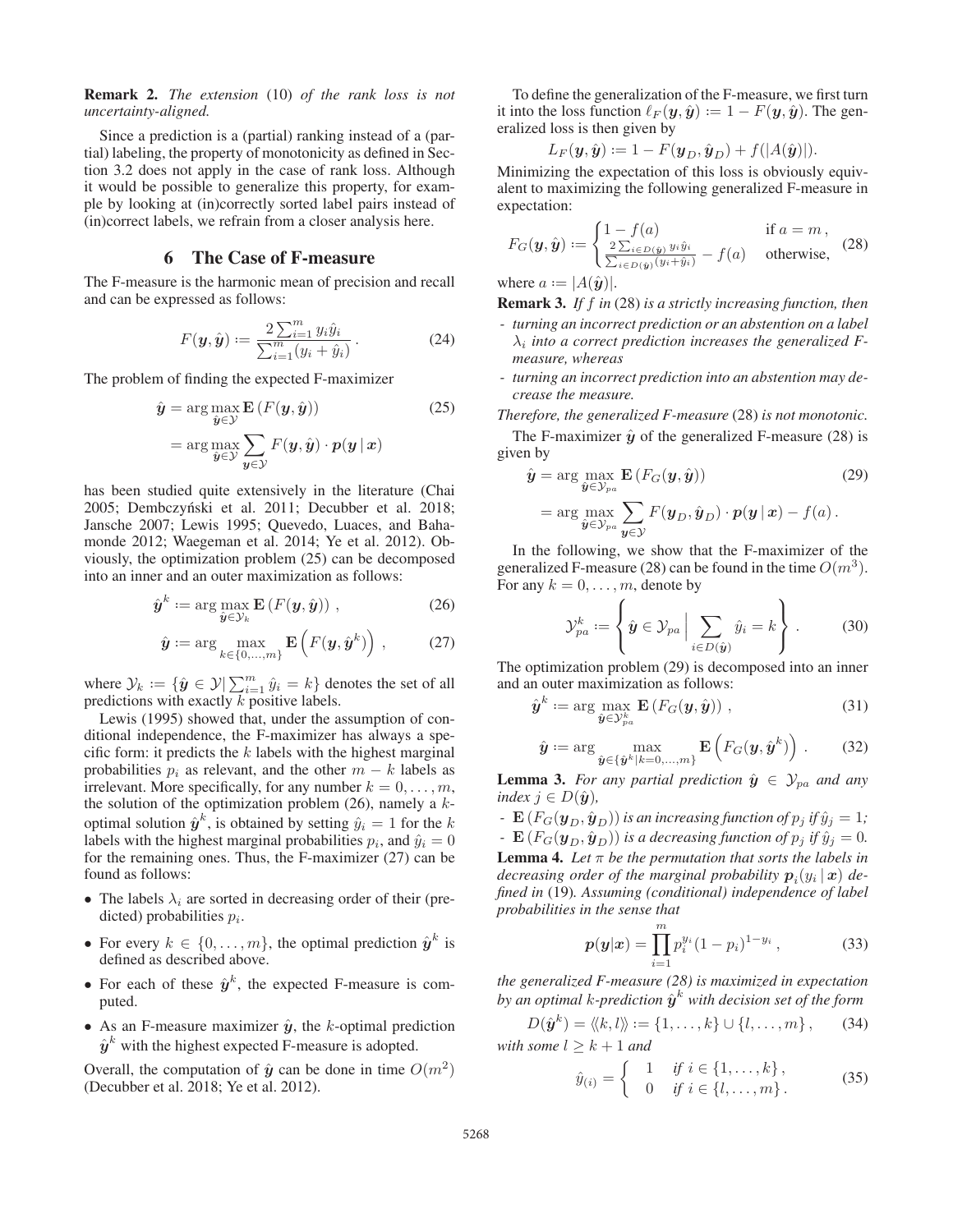**Remark 2.** *The extension* (10) *of the rank loss is not uncertainty-aligned.*

Since a prediction is a (partial) ranking instead of a (partial) labeling, the property of monotonicity as defined in Section 3.2 does not apply in the case of rank loss. Although it would be possible to generalize this property, for example by looking at (in)correctly sorted label pairs instead of (in)correct labels, we refrain from a closer analysis here.

## 6 The Case of F-measure

The F-measure is the harmonic mean of precision and recall and can be expressed as follows:

$$F(\boldsymbol{y}, \hat{\boldsymbol{y}}) := \frac{2\sum_{i=1}^{m} y_i \hat{y}_i}{\sum_{i=1}^{m}(y_i + \hat{y}_i)} . \tag{24}$$

The problem of finding the expected F-maximizer

$$\begin{aligned}\hat{\boldsymbol{y}} &= \arg\max_{\hat{\boldsymbol{y}} \in \mathcal{Y}} \mathbf{E}\left(F(\boldsymbol{y}, \hat{\boldsymbol{y}})\right) \\ &= \arg\max_{\hat{\boldsymbol{y}} \in \mathcal{Y}} \sum_{\boldsymbol{y} \in \mathcal{Y}} F(\boldsymbol{y}, \hat{\boldsymbol{y}}) \cdot \boldsymbol{p}(\boldsymbol{y} \,|\, \boldsymbol{x})\end{aligned} \tag{25}$$

has been studied quite extensively in the literature (Chai 2005; Dembczyński et al. 2011; Decubber et al. 2018; Jansche 2007; Lewis 1995; Quevedo, Luaces, and Bahamonde 2012; Waegeman et al. 2014; Ye et al. 2012). Obviously, the optimization problem (25) can be decomposed into an inner and an outer maximization as follows:

$$\hat{\boldsymbol{y}}^k := \arg\max_{\hat{\boldsymbol{y}} \in \mathcal{Y}_k} \mathbf{E}\left(F(\boldsymbol{y}, \hat{\boldsymbol{y}})\right) , \tag{26}$$

$$\hat{\boldsymbol{y}} := \arg\max_{k \in \{0,\ldots,m\}} \mathbf{E}\left(F(\boldsymbol{y}, \hat{\boldsymbol{y}}^k)\right) , \tag{27}$$

where $\mathcal{Y}_k := \{\hat{\boldsymbol{y}} \in \mathcal{Y} | \sum_{i=1}^{m} \hat{y}_i = k\}$ denotes the set of all predictions with exactly $k$ positive labels.

Lewis (1995) showed that, under the assumption of conditional independence, the F-maximizer has always a specific form: it predicts the $k$ labels with the highest marginal probabilities $p_i$ as relevant, and the other $m - k$ labels as irrelevant. More specifically, for any number $k = 0, \ldots, m$, the solution of the optimization problem (26), namely a $k$-optimal solution $\hat{\boldsymbol{y}}^k$, is obtained by setting $\hat{y}_i = 1$ for the $k$ labels with the highest marginal probabilities $p_i$, and $\hat{y}_i = 0$ for the remaining ones. Thus, the F-maximizer (27) can be found as follows:

- The labels $\lambda_i$ are sorted in decreasing order of their (predicted) probabilities $p_i$.
- For every $k \in \{0, \ldots, m\}$, the optimal prediction $\hat{\boldsymbol{y}}^k$ is defined as described above.
- For each of these $\hat{\boldsymbol{y}}^k$, the expected F-measure is computed.
- As an F-measure maximizer $\hat{\boldsymbol{y}}$, the $k$-optimal prediction $\hat{\boldsymbol{y}}^k$ with the highest expected F-measure is adopted.

Overall, the computation of $\hat{\boldsymbol{y}}$ can be done in time $O(m^2)$ (Decubber et al. 2018; Ye et al. 2012).

To define the generalization of the F-measure, we first turn it into the loss function $\ell_F(\boldsymbol{y}, \hat{\boldsymbol{y}}) := 1 - F(\boldsymbol{y}, \hat{\boldsymbol{y}})$. The generalized loss is then given by

$$L_F(\boldsymbol{y}, \hat{\boldsymbol{y}}) := 1 - F(\boldsymbol{y}_D, \hat{\boldsymbol{y}}_D) + f(|A(\hat{\boldsymbol{y}})|).$$

Minimizing the expectation of this loss is obviously equivalent to maximizing the following generalized F-measure in expectation:

$$F_G(\boldsymbol{y}, \hat{\boldsymbol{y}}) := \begin{cases} 1 - f(a) & \text{if } a = m\,, \\ \frac{2\sum_{i \in D(\hat{\boldsymbol{y}})} y_i \hat{y}_i}{\sum_{i \in D(\hat{\boldsymbol{y}})}(y_i + \hat{y}_i)} - f(a) & \text{otherwise,} \end{cases} \tag{28}$$

where $a := |A(\hat{\boldsymbol{y}})|$.

**Remark 3.** *If $f$ in* (28) *is a strictly increasing function, then*

- *turning an incorrect prediction or an abstention on a label $\lambda_i$ into a correct prediction increases the generalized F-measure, whereas*
- *turning an incorrect prediction into an abstention may decrease the measure.*

*Therefore, the generalized F-measure* (28) *is not monotonic.*

The F-maximizer $\hat{\boldsymbol{y}}$ of the generalized F-measure (28) is given by

$$\begin{aligned}\hat{\boldsymbol{y}} &= \arg\max_{\hat{\boldsymbol{y}} \in \mathcal{Y}_{pa}} \mathbf{E}\left(F_G(\boldsymbol{y}, \hat{\boldsymbol{y}})\right) \\ &= \arg\max_{\hat{\boldsymbol{y}} \in \mathcal{Y}_{pa}} \sum_{\boldsymbol{y} \in \mathcal{Y}} F(\boldsymbol{y}_D, \hat{\boldsymbol{y}}_D) \cdot \boldsymbol{p}(\boldsymbol{y} \,|\, \boldsymbol{x}) - f(a) .\end{aligned} \tag{29}$$

In the following, we show that the F-maximizer of the generalized F-measure (28) can be found in the time $O(m^3)$. For any $k = 0, \ldots, m$, denote by

$$\mathcal{Y}_{pa}^k := \left\{ \hat{\boldsymbol{y}} \in \mathcal{Y}_{pa} \,\Big|\, \sum_{i \in D(\hat{\boldsymbol{y}})} \hat{y}_i = k \right\} . \tag{30}$$

The optimization problem (29) is decomposed into an inner and an outer maximization as follows:

$$\hat{\boldsymbol{y}}^k := \arg\max_{\hat{\boldsymbol{y}} \in \mathcal{Y}_{pa}^k} \mathbf{E}\left(F_G(\boldsymbol{y}, \hat{\boldsymbol{y}})\right) , \tag{31}$$

$$\hat{\boldsymbol{y}} := \arg\max_{\hat{\boldsymbol{y}} \in \{\hat{\boldsymbol{y}}^k | k=0,\ldots,m\}} \mathbf{E}\left(F_G(\boldsymbol{y}, \hat{\boldsymbol{y}}^k)\right) . \tag{32}$$

**Lemma 3.** *For any partial prediction $\hat{\boldsymbol{y}} \in \mathcal{Y}_{pa}$ and any index $j \in D(\hat{\boldsymbol{y}})$,*

- *$\mathbf{E}\left(F_G(\boldsymbol{y}_D, \hat{\boldsymbol{y}}_D)\right)$ is an increasing function of $p_j$ if $\hat{y}_j = 1$;*
- *$\mathbf{E}\left(F_G(\boldsymbol{y}_D, \hat{\boldsymbol{y}}_D)\right)$ is a decreasing function of $p_j$ if $\hat{y}_j = 0$.*

**Lemma 4.** *Let $\pi$ be the permutation that sorts the labels in decreasing order of the marginal probability $\boldsymbol{p}_i(y_i \,|\, \boldsymbol{x})$ defined in* (19)*. Assuming (conditional) independence of label probabilities in the sense that*

$$\boldsymbol{p}(\boldsymbol{y}|\boldsymbol{x}) = \prod_{i=1}^{m} p_i^{y_i}(1 - p_i)^{1-y_i} , \tag{33}$$

*the generalized F-measure (28) is maximized in expectation by an optimal $k$-prediction $\hat{\boldsymbol{y}}^k$ with decision set of the form*

$$D(\hat{\boldsymbol{y}}^k) = \langle\!\langle k, l \rangle\!\rangle := \{1, \ldots, k\} \cup \{l, \ldots, m\} , \tag{34}$$

*with some $l \geq k + 1$ and*

$$\hat{y}_{(i)} = \begin{cases} 1 & \text{if } i \in \{1, \ldots, k\}, \\ 0 & \text{if } i \in \{l, \ldots, m\}. \end{cases} \tag{35}$$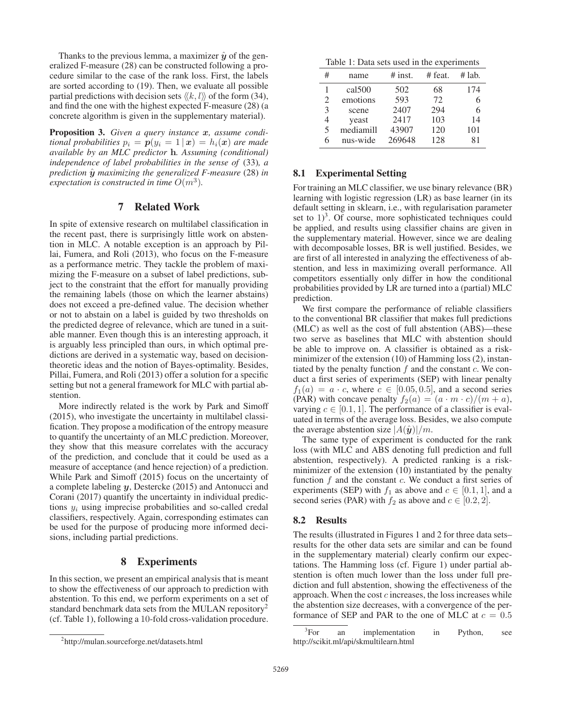Thanks to the previous lemma, a maximizer $\hat{\boldsymbol{y}}$ of the generalized F-measure (28) can be constructed following a procedure similar to the case of the rank loss. First, the labels are sorted according to (19). Then, we evaluate all possible partial predictions with decision sets $\langle\langle k, l \rangle\rangle$ of the form (34), and find the one with the highest expected F-measure (28) (a concrete algorithm is given in the supplementary material).

**Proposition 3.** *Given a query instance $\boldsymbol{x}$, assume conditional probabilities $p_i = \boldsymbol{p}(y_i = 1 \mid \boldsymbol{x}) = h_i(\boldsymbol{x})$ are made available by an MLC predictor* $\mathbf{h}$*. Assuming (conditional) independence of label probabilities in the sense of* (33)*, a prediction $\hat{\boldsymbol{y}}$ maximizing the generalized F-measure* (28) *in expectation is constructed in time $O(m^3)$.*

## 7 Related Work

In spite of extensive research on multilabel classification in the recent past, there is surprisingly little work on abstention in MLC. A notable exception is an approach by Pillai, Fumera, and Roli (2013), who focus on the F-measure as a performance metric. They tackle the problem of maximizing the F-measure on a subset of label predictions, subject to the constraint that the effort for manually providing the remaining labels (those on which the learner abstains) does not exceed a pre-defined value. The decision whether or not to abstain on a label is guided by two thresholds on the predicted degree of relevance, which are tuned in a suitable manner. Even though this is an interesting approach, it is arguably less principled than ours, in which optimal predictions are derived in a systematic way, based on decision-theoretic ideas and the notion of Bayes-optimality. Besides, Pillai, Fumera, and Roli (2013) offer a solution for a specific setting but not a general framework for MLC with partial abstention.

More indirectly related is the work by Park and Simoff (2015), who investigate the uncertainty in multilabel classification. They propose a modification of the entropy measure to quantify the uncertainty of an MLC prediction. Moreover, they show that this measure correlates with the accuracy of the prediction, and conclude that it could be used as a measure of acceptance (and hence rejection) of a prediction. While Park and Simoff (2015) focus on the uncertainty of a complete labeling $\boldsymbol{y}$, Destercke (2015) and Antonucci and Corani (2017) quantify the uncertainty in individual predictions $y_i$ using imprecise probabilities and so-called credal classifiers, respectively. Again, corresponding estimates can be used for the purpose of producing more informed decisions, including partial predictions.

## 8 Experiments

In this section, we present an empirical analysis that is meant to show the effectiveness of our approach to prediction with abstention. To this end, we perform experiments on a set of standard benchmark data sets from the MULAN repository[2] (cf. Table 1), following a 10-fold cross-validation procedure.

[2] http://mulan.sourceforge.net/datasets.html

Table 1: Data sets used in the experiments

| # | name | # inst. | # feat. | # lab. |
|---|---|---|---|---|
| 1 | cal500 | 502 | 68 | 174 |
| 2 | emotions | 593 | 72 | 6 |
| 3 | scene | 2407 | 294 | 6 |
| 4 | yeast | 2417 | 103 | 14 |
| 5 | mediamill | 43907 | 120 | 101 |
| 6 | nus-wide | 269648 | 128 | 81 |

### 8.1 Experimental Setting

For training an MLC classifier, we use binary relevance (BR) learning with logistic regression (LR) as base learner (in its default setting in sklearn, i.e., with regularisation parameter set to 1)[3]. Of course, more sophisticated techniques could be applied, and results using classifier chains are given in the supplementary material. However, since we are dealing with decomposable losses, BR is well justified. Besides, we are first of all interested in analyzing the effectiveness of abstention, and less in maximizing overall performance. All competitors essentially only differ in how the conditional probabilities provided by LR are turned into a (partial) MLC prediction.

We first compare the performance of reliable classifiers to the conventional BR classifier that makes full predictions (MLC) as well as the cost of full abstention (ABS)—these two serve as baselines that MLC with abstention should be able to improve on. A classifier is obtained as a risk-minimizer of the extension (10) of Hamming loss (2), instantiated by the penalty function $f$ and the constant $c$. We conduct a first series of experiments (SEP) with linear penalty $f_1(a) = a \cdot c$, where $c \in [0.05, 0.5]$, and a second series (PAR) with concave penalty $f_2(a) = (a \cdot m \cdot c)/(m + a)$, varying $c \in [0.1, 1]$. The performance of a classifier is evaluated in terms of the average loss. Besides, we also compute the average abstention size $|A(\hat{\boldsymbol{y}})|/m$.

The same type of experiment is conducted for the rank loss (with MLC and ABS denoting full prediction and full abstention, respectively). A predicted ranking is a risk-minimizer of the extension (10) instantiated by the penalty function $f$ and the constant $c$. We conduct a first series of experiments (SEP) with $f_1$ as above and $c \in [0.1, 1]$, and a second series (PAR) with $f_2$ as above and $c \in [0.2, 2]$.

### 8.2 Results

The results (illustrated in Figures 1 and 2 for three data sets–results for the other data sets are similar and can be found in the supplementary material) clearly confirm our expectations. The Hamming loss (cf. Figure 1) under partial abstention is often much lower than the loss under full prediction and full abstention, showing the effectiveness of the approach. When the cost $c$ increases, the loss increases while the abstention size decreases, with a convergence of the performance of SEP and PAR to the one of MLC at $c = 0.5$

[3] For an implementation in Python, see http://scikit.ml/api/skmultilearn.html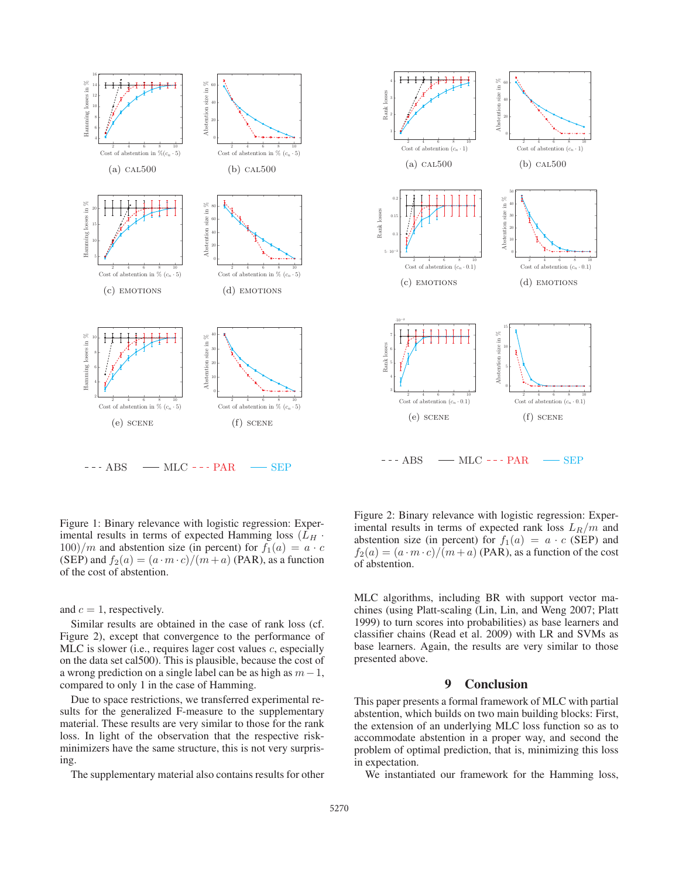Figure 1: Binary relevance with logistic regression: Experimental results in terms of expected Hamming loss $(L_H \cdot 100)/m$ and abstention size (in percent) for $f_1(a) = a \cdot c$ (SEP) and $f_2(a) = (a \cdot m \cdot c)/(m + a)$ (PAR), as a function of the cost of abstention.

and $c = 1$, respectively.

Similar results are obtained in the case of rank loss (cf. Figure 2), except that convergence to the performance of MLC is slower (i.e., requires lager cost values $c$, especially on the data set cal500). This is plausible, because the cost of a wrong prediction on a single label can be as high as $m - 1$, compared to only 1 in the case of Hamming.

Due to space restrictions, we transferred experimental results for the generalized F-measure to the supplementary material. These results are very similar to those for the rank loss. In light of the observation that the respective risk-minimizers have the same structure, this is not very surprising.

The supplementary material also contains results for other

Figure 2: Binary relevance with logistic regression: Experimental results in terms of expected rank loss $L_R/m$ and abstention size (in percent) for $f_1(a) = a \cdot c$ (SEP) and $f_2(a) = (a \cdot m \cdot c)/(m + a)$ (PAR), as a function of the cost of abstention.

MLC algorithms, including BR with support vector machines (using Platt-scaling (Lin, Lin, and Weng 2007; Platt 1999) to turn scores into probabilities) as base learners and classifier chains (Read et al. 2009) with LR and SVMs as base learners. Again, the results are very similar to those presented above.

## 9 Conclusion

This paper presents a formal framework of MLC with partial abstention, which builds on two main building blocks: First, the extension of an underlying MLC loss function so as to accommodate abstention in a proper way, and second the problem of optimal prediction, that is, minimizing this loss in expectation.

We instantiated our framework for the Hamming loss,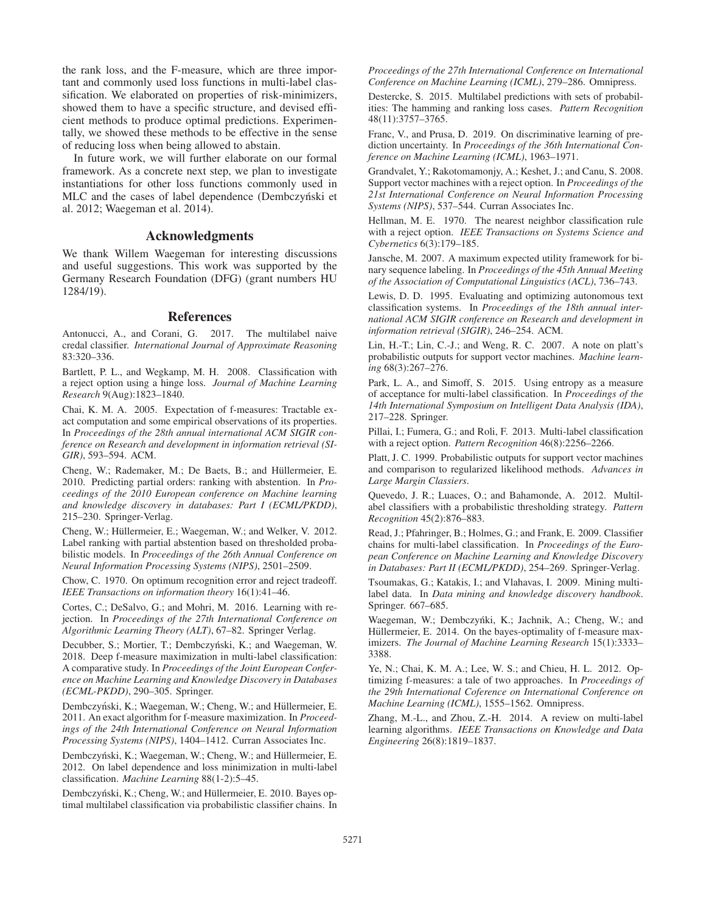the rank loss, and the F-measure, which are three important and commonly used loss functions in multi-label classification. We elaborated on properties of risk-minimizers, showed them to have a specific structure, and devised efficient methods to produce optimal predictions. Experimentally, we showed these methods to be effective in the sense of reducing loss when being allowed to abstain.

In future work, we will further elaborate on our formal framework. As a concrete next step, we plan to investigate instantiations for other loss functions commonly used in MLC and the cases of label dependence (Dembczyński et al. 2012; Waegeman et al. 2014).

## Acknowledgments

We thank Willem Waegeman for interesting discussions and useful suggestions. This work was supported by the Germany Research Foundation (DFG) (grant numbers HU 1284/19).

## References

Antonucci, A., and Corani, G. 2017. The multilabel naive credal classifier. *International Journal of Approximate Reasoning* 83:320–336.

Bartlett, P. L., and Wegkamp, M. H. 2008. Classification with a reject option using a hinge loss. *Journal of Machine Learning Research* 9(Aug):1823–1840.

Chai, K. M. A. 2005. Expectation of f-measures: Tractable exact computation and some empirical observations of its properties. In *Proceedings of the 28th annual international ACM SIGIR conference on Research and development in information retrieval (SIGIR)*, 593–594. ACM.

Cheng, W.; Rademaker, M.; De Baets, B.; and Hüllermeier, E. 2010. Predicting partial orders: ranking with abstention. In *Proceedings of the 2010 European conference on Machine learning and knowledge discovery in databases: Part I (ECML/PKDD)*, 215–230. Springer-Verlag.

Cheng, W.; Hüllermeier, E.; Waegeman, W.; and Welker, V. 2012. Label ranking with partial abstention based on thresholded probabilistic models. In *Proceedings of the 26th Annual Conference on Neural Information Processing Systems (NIPS)*, 2501–2509.

Chow, C. 1970. On optimum recognition error and reject tradeoff. *IEEE Transactions on information theory* 16(1):41–46.

Cortes, C.; DeSalvo, G.; and Mohri, M. 2016. Learning with rejection. In *Proceedings of the 27th International Conference on Algorithmic Learning Theory (ALT)*, 67–82. Springer Verlag.

Decubber, S.; Mortier, T.; Dembczyński, K.; and Waegeman, W. 2018. Deep f-measure maximization in multi-label classification: A comparative study. In *Proceedings of the Joint European Conference on Machine Learning and Knowledge Discovery in Databases (ECML-PKDD)*, 290–305. Springer.

Dembczyński, K.; Waegeman, W.; Cheng, W.; and Hüllermeier, E. 2011. An exact algorithm for f-measure maximization. In *Proceedings of the 24th International Conference on Neural Information Processing Systems (NIPS)*, 1404–1412. Curran Associates Inc.

Dembczyński, K.; Waegeman, W.; Cheng, W.; and Hüllermeier, E. 2012. On label dependence and loss minimization in multi-label classification. *Machine Learning* 88(1-2):5–45.

Dembczyński, K.; Cheng, W.; and Hüllermeier, E. 2010. Bayes optimal multilabel classification via probabilistic classifier chains. In *Proceedings of the 27th International Conference on International Conference on Machine Learning (ICML)*, 279–286. Omnipress.

Destercke, S. 2015. Multilabel predictions with sets of probabilities: The hamming and ranking loss cases. *Pattern Recognition* 48(11):3757–3765.

Franc, V., and Prusa, D. 2019. On discriminative learning of prediction uncertainty. In *Proceedings of the 36th International Conference on Machine Learning (ICML)*, 1963–1971.

Grandvalet, Y.; Rakotomamonjy, A.; Keshet, J.; and Canu, S. 2008. Support vector machines with a reject option. In *Proceedings of the 21st International Conference on Neural Information Processing Systems (NIPS)*, 537–544. Curran Associates Inc.

Hellman, M. E. 1970. The nearest neighbor classification rule with a reject option. *IEEE Transactions on Systems Science and Cybernetics* 6(3):179–185.

Jansche, M. 2007. A maximum expected utility framework for binary sequence labeling. In *Proceedings of the 45th Annual Meeting of the Association of Computational Linguistics (ACL)*, 736–743.

Lewis, D. D. 1995. Evaluating and optimizing autonomous text classification systems. In *Proceedings of the 18th annual international ACM SIGIR conference on Research and development in information retrieval (SIGIR)*, 246–254. ACM.

Lin, H.-T.; Lin, C.-J.; and Weng, R. C. 2007. A note on platt's probabilistic outputs for support vector machines. *Machine learning* 68(3):267–276.

Park, L. A., and Simoff, S. 2015. Using entropy as a measure of acceptance for multi-label classification. In *Proceedings of the 14th International Symposium on Intelligent Data Analysis (IDA)*, 217–228. Springer.

Pillai, I.; Fumera, G.; and Roli, F. 2013. Multi-label classification with a reject option. *Pattern Recognition* 46(8):2256–2266.

Platt, J. C. 1999. Probabilistic outputs for support vector machines and comparison to regularized likelihood methods. *Advances in Large Margin Classiers*.

Quevedo, J. R.; Luaces, O.; and Bahamonde, A. 2012. Multilabel classifiers with a probabilistic thresholding strategy. *Pattern Recognition* 45(2):876–883.

Read, J.; Pfahringer, B.; Holmes, G.; and Frank, E. 2009. Classifier chains for multi-label classification. In *Proceedings of the European Conference on Machine Learning and Knowledge Discovery in Databases: Part II (ECML/PKDD)*, 254–269. Springer-Verlag.

Tsoumakas, G.; Katakis, I.; and Vlahavas, I. 2009. Mining multi-label data. In *Data mining and knowledge discovery handbook*. Springer. 667–685.

Waegeman, W.; Dembczyńki, K.; Jachnik, A.; Cheng, W.; and Hüllermeier, E. 2014. On the bayes-optimality of f-measure maximizers. *The Journal of Machine Learning Research* 15(1):3333–3388.

Ye, N.; Chai, K. M. A.; Lee, W. S.; and Chieu, H. L. 2012. Optimizing f-measures: a tale of two approaches. In *Proceedings of the 29th International Coference on International Conference on Machine Learning (ICML)*, 1555–1562. Omnipress.

Zhang, M.-L., and Zhou, Z.-H. 2014. A review on multi-label learning algorithms. *IEEE Transactions on Knowledge and Data Engineering* 26(8):1819–1837.